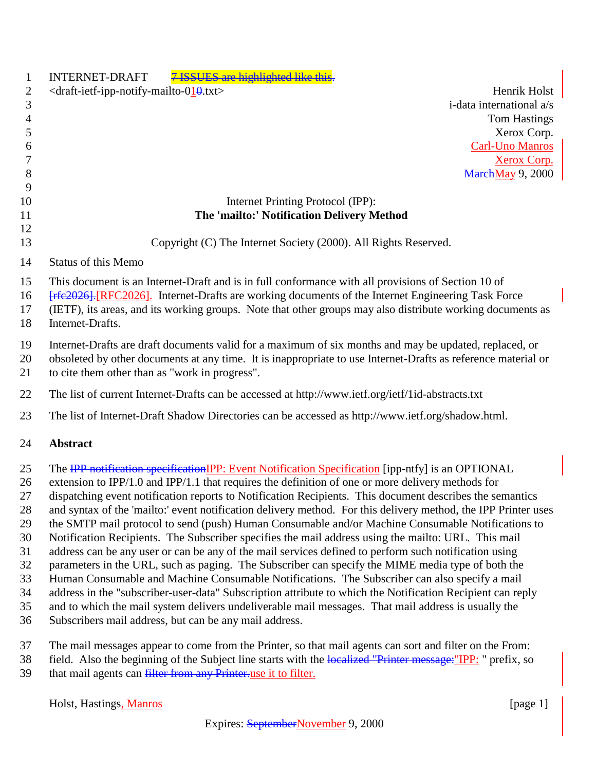INTERNET-DRAFT 7 ISSUES are highlighted like this.
<draft-ietf-ipp-notify-mailto-010.txt>

Henrik Holst
i-data international a/s
Tom Hastings
Xerox Corp.
Carl-Uno Manros
Xerox Corp.
MarchMay 9, 2000

Internet Printing Protocol (IPP):
**The 'mailto:' Notification Delivery Method**

Copyright (C) The Internet Society (2000). All Rights Reserved.

Status of this Memo

This document is an Internet-Draft and is in full conformance with all provisions of Section 10 of [rfc2026].[RFC2026]. Internet-Drafts are working documents of the Internet Engineering Task Force (IETF), its areas, and its working groups. Note that other groups may also distribute working documents as Internet-Drafts.

Internet-Drafts are draft documents valid for a maximum of six months and may be updated, replaced, or obsoleted by other documents at any time. It is inappropriate to use Internet-Drafts as reference material or to cite them other than as "work in progress".

The list of current Internet-Drafts can be accessed at http://www.ietf.org/ietf/1id-abstracts.txt

The list of Internet-Draft Shadow Directories can be accessed as http://www.ietf.org/shadow.html.

## Abstract

The IPP notification specificationIPP: Event Notification Specification [ipp-ntfy] is an OPTIONAL extension to IPP/1.0 and IPP/1.1 that requires the definition of one or more delivery methods for dispatching event notification reports to Notification Recipients. This document describes the semantics and syntax of the 'mailto:' event notification delivery method. For this delivery method, the IPP Printer uses the SMTP mail protocol to send (push) Human Consumable and/or Machine Consumable Notifications to Notification Recipients. The Subscriber specifies the mail address using the mailto: URL. This mail address can be any user or can be any of the mail services defined to perform such notification using parameters in the URL, such as paging. The Subscriber can specify the MIME media type of both the Human Consumable and Machine Consumable Notifications. The Subscriber can also specify a mail address in the "subscriber-user-data" Subscription attribute to which the Notification Recipient can reply and to which the mail system delivers undeliverable mail messages. That mail address is usually the Subscribers mail address, but can be any mail address.

The mail messages appear to come from the Printer, so that mail agents can sort and filter on the From: field. Also the beginning of the Subject line starts with the localized "Printer message:"IPP: " prefix, so that mail agents can filter from any Printer.use it to filter.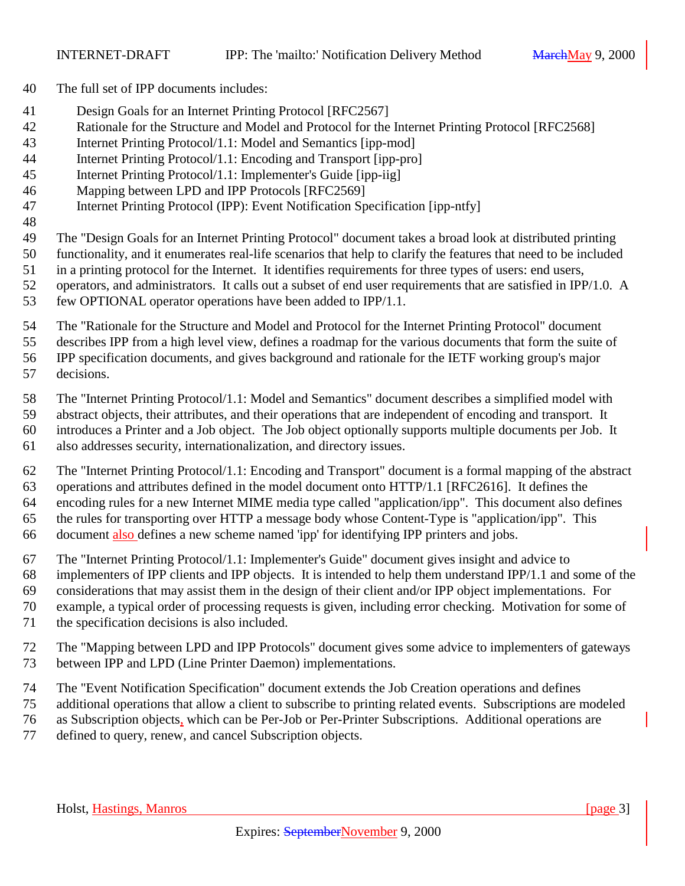The full set of IPP documents includes:

- Design Goals for an Internet Printing Protocol [RFC2567]
- Rationale for the Structure and Model and Protocol for the Internet Printing Protocol [RFC2568]
- Internet Printing Protocol/1.1: Model and Semantics [ipp-mod]
- Internet Printing Protocol/1.1: Encoding and Transport [ipp-pro]
- Internet Printing Protocol/1.1: Implementer's Guide [ipp-iig]
- Mapping between LPD and IPP Protocols [RFC2569]
- Internet Printing Protocol (IPP): Event Notification Specification [ipp-ntfy]

The "Design Goals for an Internet Printing Protocol" document takes a broad look at distributed printing functionality, and it enumerates real-life scenarios that help to clarify the features that need to be included in a printing protocol for the Internet. It identifies requirements for three types of users: end users, operators, and administrators. It calls out a subset of end user requirements that are satisfied in IPP/1.0. A few OPTIONAL operator operations have been added to IPP/1.1.

The "Rationale for the Structure and Model and Protocol for the Internet Printing Protocol" document describes IPP from a high level view, defines a roadmap for the various documents that form the suite of IPP specification documents, and gives background and rationale for the IETF working group's major decisions.

The "Internet Printing Protocol/1.1: Model and Semantics" document describes a simplified model with abstract objects, their attributes, and their operations that are independent of encoding and transport. It introduces a Printer and a Job object. The Job object optionally supports multiple documents per Job. It also addresses security, internationalization, and directory issues.

The "Internet Printing Protocol/1.1: Encoding and Transport" document is a formal mapping of the abstract operations and attributes defined in the model document onto HTTP/1.1 [RFC2616]. It defines the encoding rules for a new Internet MIME media type called "application/ipp". This document also defines the rules for transporting over HTTP a message body whose Content-Type is "application/ipp". This document also defines a new scheme named 'ipp' for identifying IPP printers and jobs.

The "Internet Printing Protocol/1.1: Implementer's Guide" document gives insight and advice to implementers of IPP clients and IPP objects. It is intended to help them understand IPP/1.1 and some of the considerations that may assist them in the design of their client and/or IPP object implementations. For example, a typical order of processing requests is given, including error checking. Motivation for some of the specification decisions is also included.

The "Mapping between LPD and IPP Protocols" document gives some advice to implementers of gateways between IPP and LPD (Line Printer Daemon) implementations.

The "Event Notification Specification" document extends the Job Creation operations and defines additional operations that allow a client to subscribe to printing related events. Subscriptions are modeled as Subscription objects, which can be Per-Job or Per-Printer Subscriptions. Additional operations are defined to query, renew, and cancel Subscription objects.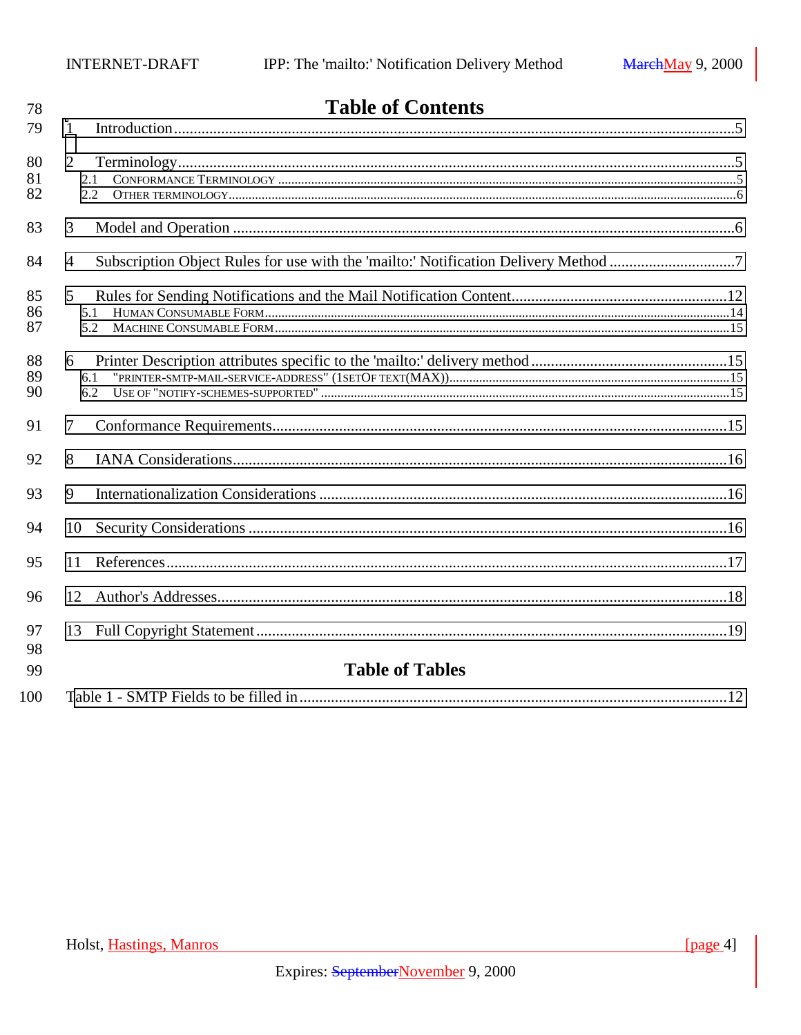## Table of Contents

1 Introduction..........5

2 Terminology..........5
 2.1 CONFORMANCE TERMINOLOGY..........5
 2.2 OTHER TERMINOLOGY..........6

3 Model and Operation..........6

4 Subscription Object Rules for use with the 'mailto:' Notification Delivery Method..........7

5 Rules for Sending Notifications and the Mail Notification Content..........12
 5.1 HUMAN CONSUMABLE FORM..........14
 5.2 MACHINE CONSUMABLE FORM..........15

6 Printer Description attributes specific to the 'mailto:' delivery method..........15
 6.1 "PRINTER-SMTP-MAIL-SERVICE-ADDRESS" (1SETOF TEXT(MAX))..........15
 6.2 USE OF "NOTIFY-SCHEMES-SUPPORTED"..........15

7 Conformance Requirements..........15

8 IANA Considerations..........16

9 Internationalization Considerations..........16

10 Security Considerations..........16

11 References..........17

12 Author's Addresses..........18

13 Full Copyright Statement..........19

## Table of Tables

Table 1 - SMTP Fields to be filled in..........12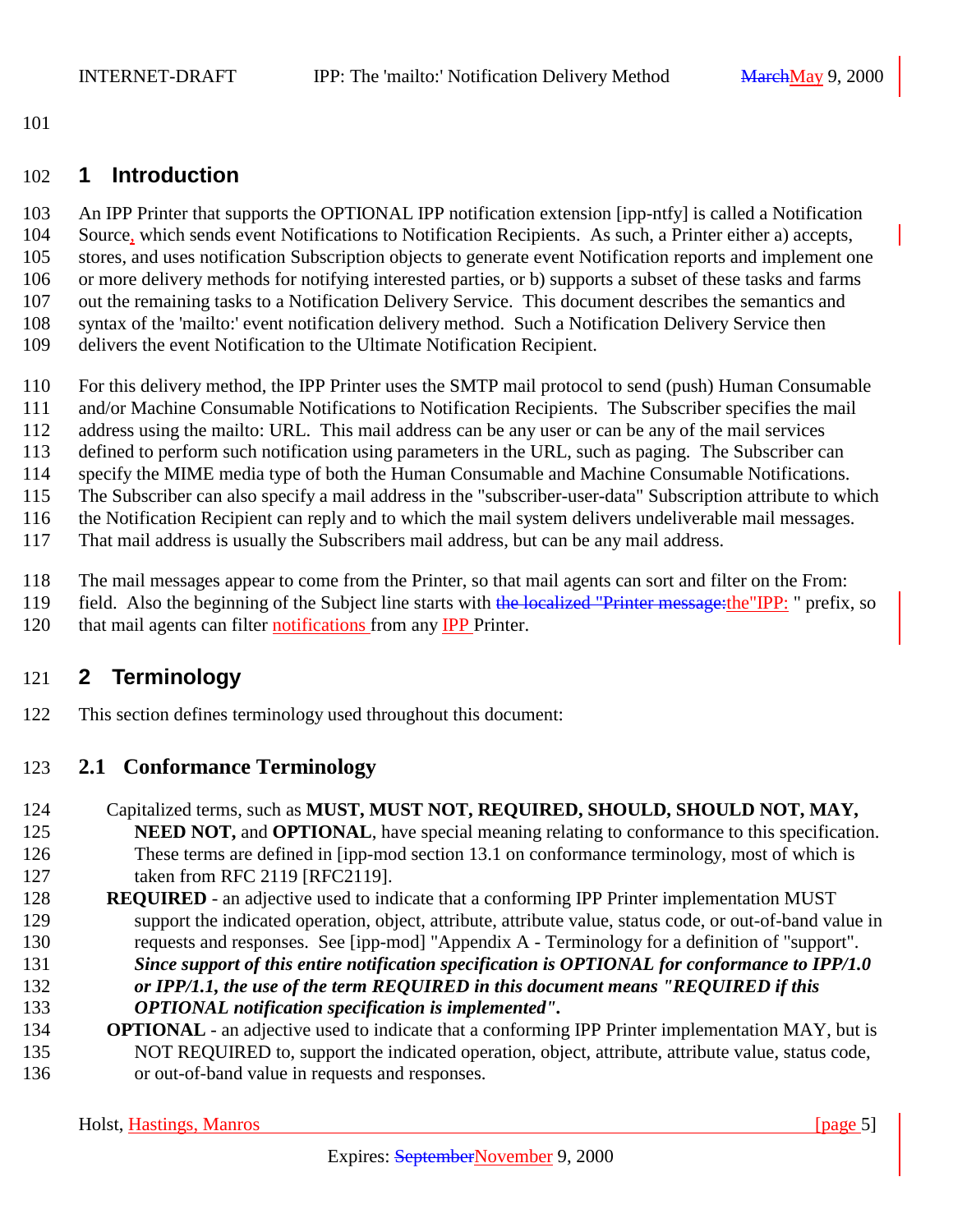# 1 Introduction

An IPP Printer that supports the OPTIONAL IPP notification extension [ipp-ntfy] is called a Notification Source, which sends event Notifications to Notification Recipients. As such, a Printer either a) accepts, stores, and uses notification Subscription objects to generate event Notification reports and implement one or more delivery methods for notifying interested parties, or b) supports a subset of these tasks and farms out the remaining tasks to a Notification Delivery Service. This document describes the semantics and syntax of the 'mailto:' event notification delivery method. Such a Notification Delivery Service then delivers the event Notification to the Ultimate Notification Recipient.

For this delivery method, the IPP Printer uses the SMTP mail protocol to send (push) Human Consumable and/or Machine Consumable Notifications to Notification Recipients. The Subscriber specifies the mail address using the mailto: URL. This mail address can be any user or can be any of the mail services defined to perform such notification using parameters in the URL, such as paging. The Subscriber can specify the MIME media type of both the Human Consumable and Machine Consumable Notifications. The Subscriber can also specify a mail address in the "subscriber-user-data" Subscription attribute to which the Notification Recipient can reply and to which the mail system delivers undeliverable mail messages. That mail address is usually the Subscribers mail address, but can be any mail address.

The mail messages appear to come from the Printer, so that mail agents can sort and filter on the From: field. Also the beginning of the Subject line starts with ~~the localized "Printer message:~~the"IPP: " prefix, so that mail agents can filter notifications from any IPP Printer.

# 2 Terminology

This section defines terminology used throughout this document:

## 2.1 Conformance Terminology

Capitalized terms, such as **MUST, MUST NOT, REQUIRED, SHOULD, SHOULD NOT, MAY, NEED NOT,** and **OPTIONAL**, have special meaning relating to conformance to this specification. These terms are defined in [ipp-mod section 13.1 on conformance terminology, most of which is taken from RFC 2119 [RFC2119].

**REQUIRED** - an adjective used to indicate that a conforming IPP Printer implementation MUST support the indicated operation, object, attribute, attribute value, status code, or out-of-band value in requests and responses. See [ipp-mod] "Appendix A - Terminology for a definition of "support". ***Since support of this entire notification specification is OPTIONAL for conformance to IPP/1.0 or IPP/1.1, the use of the term REQUIRED in this document means "REQUIRED if this OPTIONAL notification specification is implemented".***

**OPTIONAL** - an adjective used to indicate that a conforming IPP Printer implementation MAY, but is NOT REQUIRED to, support the indicated operation, object, attribute, attribute value, status code, or out-of-band value in requests and responses.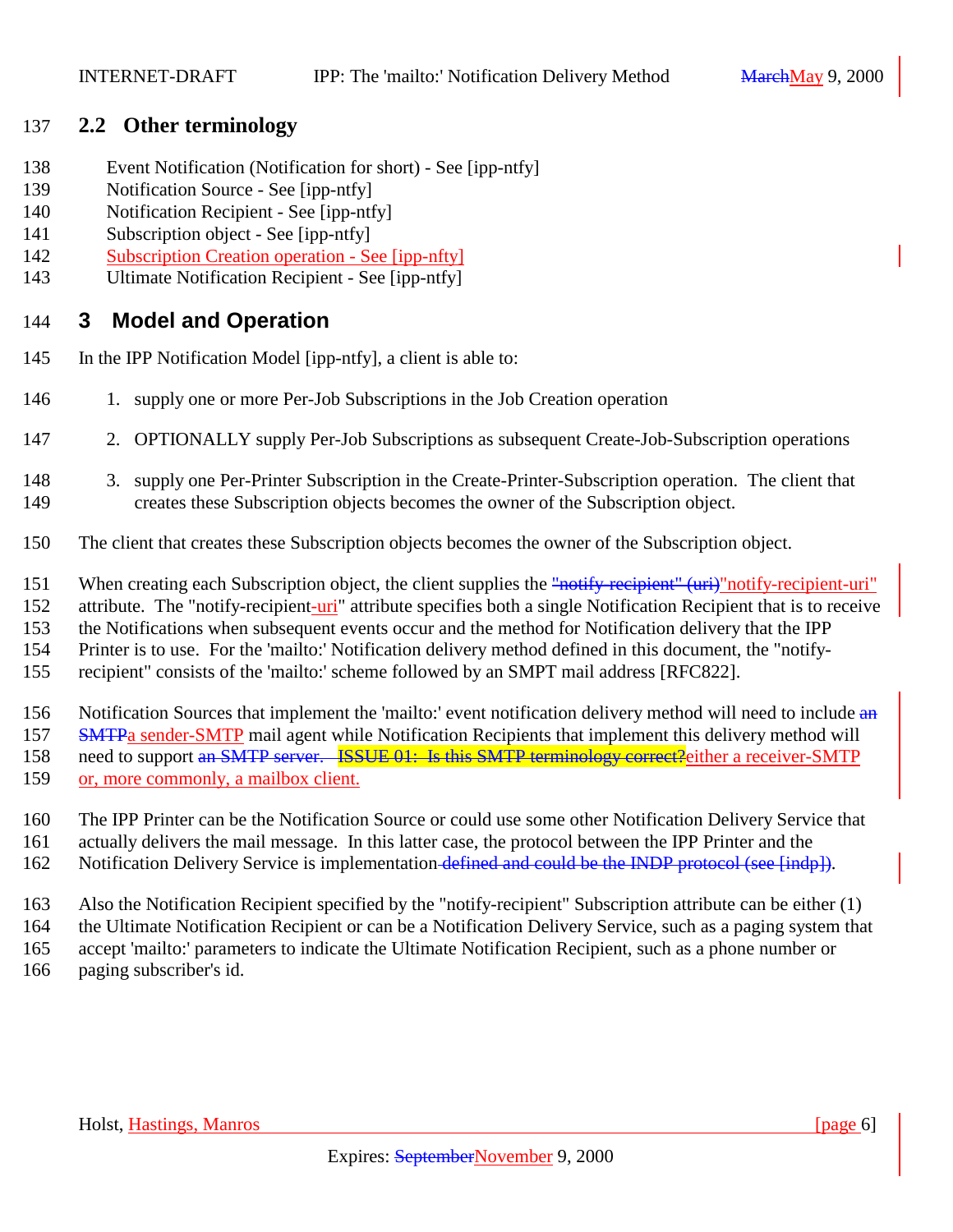## 2.2 Other terminology

Event Notification (Notification for short) - See [ipp-ntfy]
Notification Source - See [ipp-ntfy]
Notification Recipient - See [ipp-ntfy]
Subscription object - See [ipp-ntfy]
Subscription Creation operation - See [ipp-nfty]
Ultimate Notification Recipient - See [ipp-ntfy]

# 3 Model and Operation

In the IPP Notification Model [ipp-ntfy], a client is able to:

1. supply one or more Per-Job Subscriptions in the Job Creation operation

2. OPTIONALLY supply Per-Job Subscriptions as subsequent Create-Job-Subscription operations

3. supply one Per-Printer Subscription in the Create-Printer-Subscription operation. The client that creates these Subscription objects becomes the owner of the Subscription object.

The client that creates these Subscription objects becomes the owner of the Subscription object.

When creating each Subscription object, the client supplies the ~~"notify-recipient" (uri)~~"notify-recipient-uri" attribute. The "notify-recipient-uri" attribute specifies both a single Notification Recipient that is to receive the Notifications when subsequent events occur and the method for Notification delivery that the IPP Printer is to use. For the 'mailto:' Notification delivery method defined in this document, the "notify-recipient" consists of the 'mailto:' scheme followed by an SMPT mail address [RFC822].

Notification Sources that implement the 'mailto:' event notification delivery method will need to include ~~an SMTP~~a sender-SMTP mail agent while Notification Recipients that implement this delivery method will need to support ~~an SMTP server. ISSUE 01: Is this SMTP terminology correct?~~either a receiver-SMTP or, more commonly, a mailbox client.

The IPP Printer can be the Notification Source or could use some other Notification Delivery Service that actually delivers the mail message. In this latter case, the protocol between the IPP Printer and the Notification Delivery Service is implementation~~ defined and could be the INDP protocol (see [indp])~~.

Also the Notification Recipient specified by the "notify-recipient" Subscription attribute can be either (1) the Ultimate Notification Recipient or can be a Notification Delivery Service, such as a paging system that accept 'mailto:' parameters to indicate the Ultimate Notification Recipient, such as a phone number or paging subscriber's id.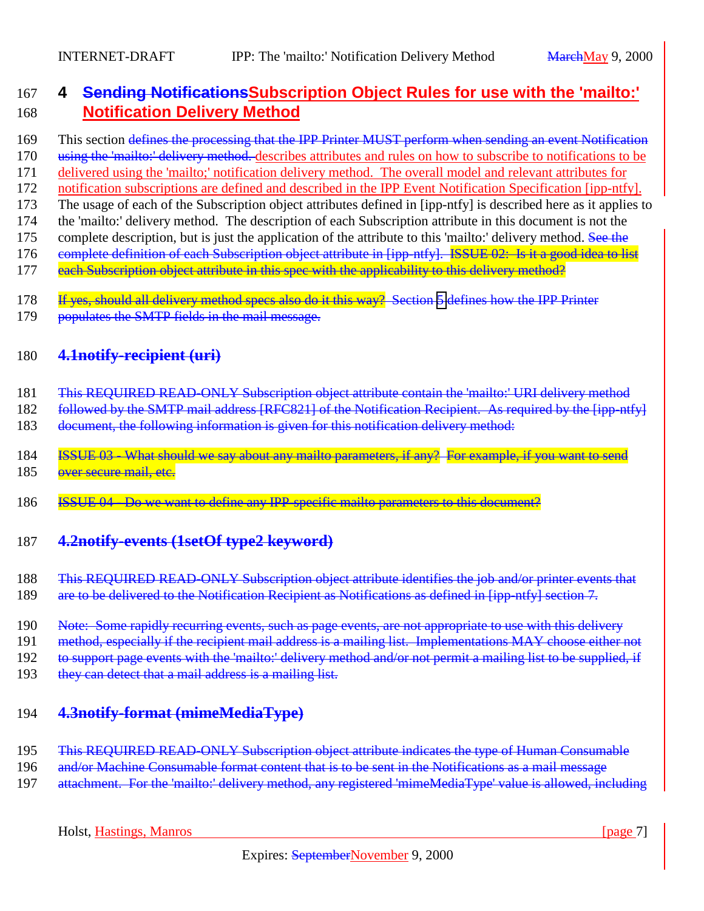# 4 ~~Sending Notifications~~Subscription Object Rules for use with the 'mailto:' Notification Delivery Method

This section ~~defines the processing that the IPP Printer MUST perform when sending an event Notification using the 'mailto:' delivery method.~~ describes attributes and rules on how to subscribe to notifications to be delivered using the 'mailto;' notification delivery method. The overall model and relevant attributes for notification subscriptions are defined and described in the IPP Event Notification Specification [ipp-ntfy]. The usage of each of the Subscription object attributes defined in [ipp-ntfy] is described here as it applies to the 'mailto:' delivery method. The description of each Subscription attribute in this document is not the complete description, but is just the application of the attribute to this 'mailto:' delivery method. ~~See the complete definition of each Subscription object attribute in [ipp-ntfy]. ISSUE 02: Is it a good idea to list each Subscription object attribute in this spec with the applicability to this delivery method?~~

~~If yes, should all delivery method specs also do it this way? Section 5 defines how the IPP Printer populates the SMTP fields in the mail message.~~

## ~~4.1 notify-recipient (uri)~~

~~This REQUIRED READ-ONLY Subscription object attribute contain the 'mailto:' URI delivery method followed by the SMTP mail address [RFC821] of the Notification Recipient. As required by the [ipp-ntfy] document, the following information is given for this notification delivery method:~~

~~ISSUE 03 - What should we say about any mailto parameters, if any? For example, if you want to send over secure mail, etc.~~

~~ISSUE 04 - Do we want to define any IPP-specific mailto parameters to this document?~~

## ~~4.2 notify-events (1setOf type2 keyword)~~

~~This REQUIRED READ-ONLY Subscription object attribute identifies the job and/or printer events that are to be delivered to the Notification Recipient as Notifications as defined in [ipp-ntfy] section 7.~~

~~Note: Some rapidly recurring events, such as page events, are not appropriate to use with this delivery method, especially if the recipient mail address is a mailing list. Implementations MAY choose either not to support page events with the 'mailto:' delivery method and/or not permit a mailing list to be supplied, if they can detect that a mail address is a mailing list.~~

## ~~4.3 notify-format (mimeMediaType)~~

~~This REQUIRED READ-ONLY Subscription object attribute indicates the type of Human Consumable and/or Machine Consumable format content that is to be sent in the Notifications as a mail message attachment. For the 'mailto:' delivery method, any registered 'mimeMediaType' value is allowed, including~~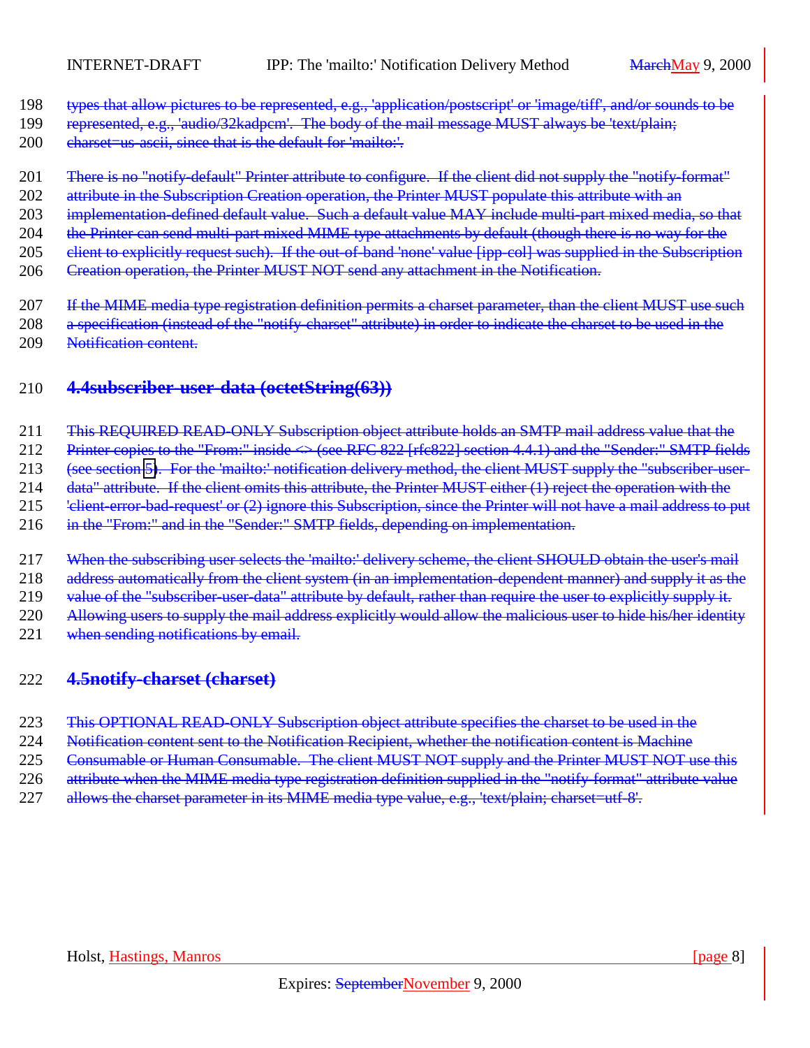types that allow pictures to be represented, e.g., 'application/postscript' or 'image/tiff', and/or sounds to be represented, e.g., 'audio/32kadpcm'. The body of the mail message MUST always be 'text/plain; charset=us-ascii, since that is the default for 'mailto:'.

There is no "notify-default" Printer attribute to configure. If the client did not supply the "notify-format" attribute in the Subscription Creation operation, the Printer MUST populate this attribute with an implementation-defined default value. Such a default value MAY include multi-part mixed media, so that the Printer can send multi-part mixed MIME type attachments by default (though there is no way for the client to explicitly request such). If the out-of-band 'none' value [ipp-col] was supplied in the Subscription Creation operation, the Printer MUST NOT send any attachment in the Notification.

If the MIME media type registration definition permits a charset parameter, than the client MUST use such a specification (instead of the "notify-charset" attribute) in order to indicate the charset to be used in the Notification content.

## 4.4 subscriber-user-data (octetString(63))

This REQUIRED READ-ONLY Subscription object attribute holds an SMTP mail address value that the Printer copies to the "From:" inside <> (see RFC 822 [rfc822] section 4.4.1) and the "Sender:" SMTP fields (see section 5). For the 'mailto:' notification delivery method, the client MUST supply the "subscriber-user-data" attribute. If the client omits this attribute, the Printer MUST either (1) reject the operation with the 'client-error-bad-request' or (2) ignore this Subscription, since the Printer will not have a mail address to put in the "From:" and in the "Sender:" SMTP fields, depending on implementation.

When the subscribing user selects the 'mailto:' delivery scheme, the client SHOULD obtain the user's mail address automatically from the client system (in an implementation-dependent manner) and supply it as the value of the "subscriber-user-data" attribute by default, rather than require the user to explicitly supply it. Allowing users to supply the mail address explicitly would allow the malicious user to hide his/her identity when sending notifications by email.

## 4.5 notify-charset (charset)

This OPTIONAL READ-ONLY Subscription object attribute specifies the charset to be used in the Notification content sent to the Notification Recipient, whether the notification content is Machine Consumable or Human Consumable. The client MUST NOT supply and the Printer MUST NOT use this attribute when the MIME media type registration definition supplied in the "notify-format" attribute value allows the charset parameter in its MIME media type value, e.g., 'text/plain; charset=utf-8'.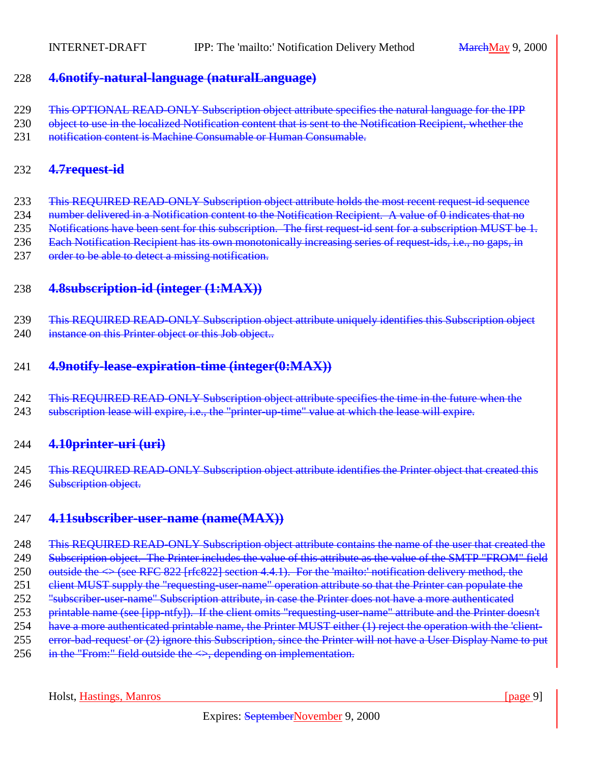### 4.6 notify-natural-language (naturalLanguage)

This OPTIONAL READ-ONLY Subscription object attribute specifies the natural language for the IPP object to use in the localized Notification content that is sent to the Notification Recipient, whether the notification content is Machine Consumable or Human Consumable.

### 4.7 request-id

This REQUIRED READ-ONLY Subscription object attribute holds the most recent request-id sequence number delivered in a Notification content to the Notification Recipient. A value of 0 indicates that no Notifications have been sent for this subscription. The first request-id sent for a subscription MUST be 1. Each Notification Recipient has its own monotonically increasing series of request-ids, i.e., no gaps, in order to be able to detect a missing notification.

### 4.8 subscription-id (integer (1:MAX))

This REQUIRED READ-ONLY Subscription object attribute uniquely identifies this Subscription object instance on this Printer object or this Job object..

### 4.9 notify-lease-expiration-time (integer(0:MAX))

This REQUIRED READ-ONLY Subscription object attribute specifies the time in the future when the subscription lease will expire, i.e., the "printer-up-time" value at which the lease will expire.

### 4.10 printer-uri (uri)

This REQUIRED READ-ONLY Subscription object attribute identifies the Printer object that created this Subscription object.

### 4.11 subscriber-user-name (name(MAX))

This REQUIRED READ-ONLY Subscription object attribute contains the name of the user that created the Subscription object. The Printer includes the value of this attribute as the value of the SMTP "FROM" field outside the <> (see RFC 822 [rfc822] section 4.4.1). For the 'mailto:' notification delivery method, the client MUST supply the "requesting-user-name" operation attribute so that the Printer can populate the "subscriber-user-name" Subscription attribute, in case the Printer does not have a more authenticated printable name (see [ipp-ntfy]). If the client omits "requesting-user-name" attribute and the Printer doesn't have a more authenticated printable name, the Printer MUST either (1) reject the operation with the 'client-error-bad-request' or (2) ignore this Subscription, since the Printer will not have a User Display Name to put in the "From:" field outside the <>, depending on implementation.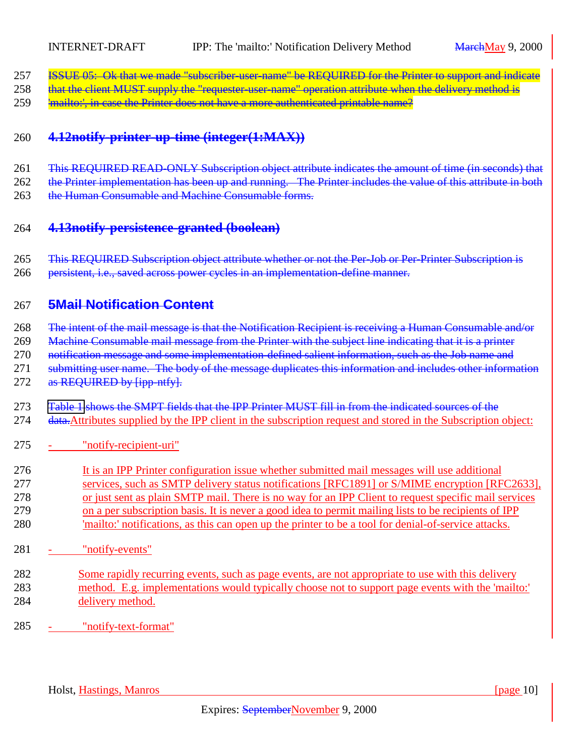~~ISSUE 05: Ok that we made "subscriber-user-name" be REQUIRED for the Printer to support and indicate that the client MUST supply the "requester-user-name" operation attribute when the delivery method is 'mailto:', in case the Printer does not have a more authenticated printable name?~~

### ~~4.12 notify-printer-up-time (integer(1:MAX))~~

~~This REQUIRED READ-ONLY Subscription object attribute indicates the amount of time (in seconds) that the Printer implementation has been up and running. The Printer includes the value of this attribute in both the Human Consumable and Machine Consumable forms.~~

### ~~4.13 notify-persistence-granted (boolean)~~

~~This REQUIRED Subscription object attribute whether or not the Per-Job or Per-Printer Subscription is persistent, i.e., saved across power cycles in an implementation-define manner.~~

## ~~5 Mail Notification Content~~

~~The intent of the mail message is that the Notification Recipient is receiving a Human Consumable and/or Machine Consumable mail message from the Printer with the subject line indicating that it is a printer notification message and some implementation-defined salient information, such as the Job name and submitting user name. The body of the message duplicates this information and includes other information as REQUIRED by [ipp-ntfy].~~

~~Table 1 shows the SMPT fields that the IPP Printer MUST fill in from the indicated sources of the data.~~Attributes supplied by the IPP client in the subscription request and stored in the Subscription object:

- "notify-recipient-uri"

  It is an IPP Printer configuration issue whether submitted mail messages will use additional services, such as SMTP delivery status notifications [RFC1891] or S/MIME encryption [RFC2633], or just sent as plain SMTP mail. There is no way for an IPP Client to request specific mail services on a per subscription basis. It is never a good idea to permit mailing lists to be recipients of IPP 'mailto:' notifications, as this can open up the printer to be a tool for denial-of-service attacks.

- "notify-events"

  Some rapidly recurring events, such as page events, are not appropriate to use with this delivery method. E.g. implementations would typically choose not to support page events with the 'mailto:' delivery method.

- "notify-text-format"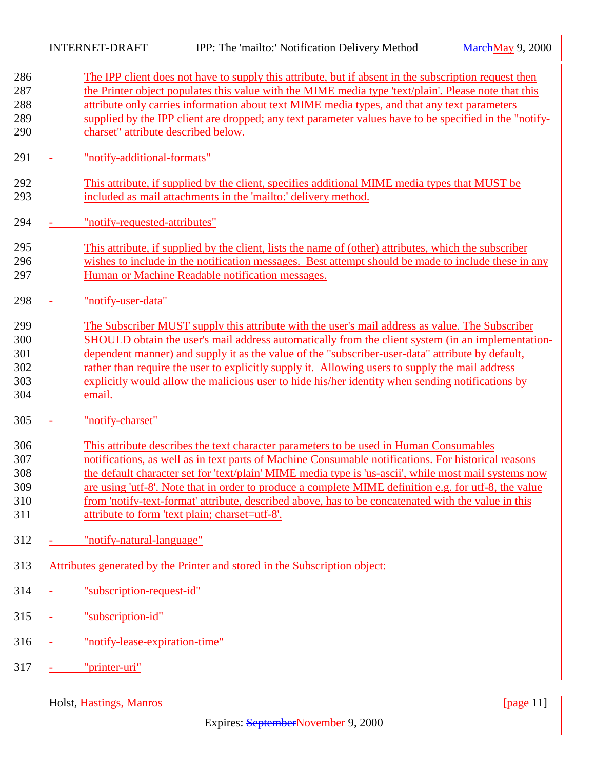The IPP client does not have to supply this attribute, but if absent in the subscription request then the Printer object populates this value with the MIME media type 'text/plain'. Please note that this attribute only carries information about text MIME media types, and that any text parameters supplied by the IPP client are dropped; any text parameter values have to be specified in the "notify-charset" attribute described below.

- "notify-additional-formats"

  This attribute, if supplied by the client, specifies additional MIME media types that MUST be included as mail attachments in the 'mailto:' delivery method.

- "notify-requested-attributes"

  This attribute, if supplied by the client, lists the name of (other) attributes, which the subscriber wishes to include in the notification messages. Best attempt should be made to include these in any Human or Machine Readable notification messages.

- "notify-user-data"

  The Subscriber MUST supply this attribute with the user's mail address as value. The Subscriber SHOULD obtain the user's mail address automatically from the client system (in an implementation-dependent manner) and supply it as the value of the "subscriber-user-data" attribute by default, rather than require the user to explicitly supply it. Allowing users to supply the mail address explicitly would allow the malicious user to hide his/her identity when sending notifications by email.

- "notify-charset"

  This attribute describes the text character parameters to be used in Human Consumables notifications, as well as in text parts of Machine Consumable notifications. For historical reasons the default character set for 'text/plain' MIME media type is 'us-ascii', while most mail systems now are using 'utf-8'. Note that in order to produce a complete MIME definition e.g. for utf-8, the value from 'notify-text-format' attribute, described above, has to be concatenated with the value in this attribute to form 'text plain; charset=utf-8'.

- "notify-natural-language"

Attributes generated by the Printer and stored in the Subscription object:

- "subscription-request-id"

- "subscription-id"

- "notify-lease-expiration-time"

- "printer-uri"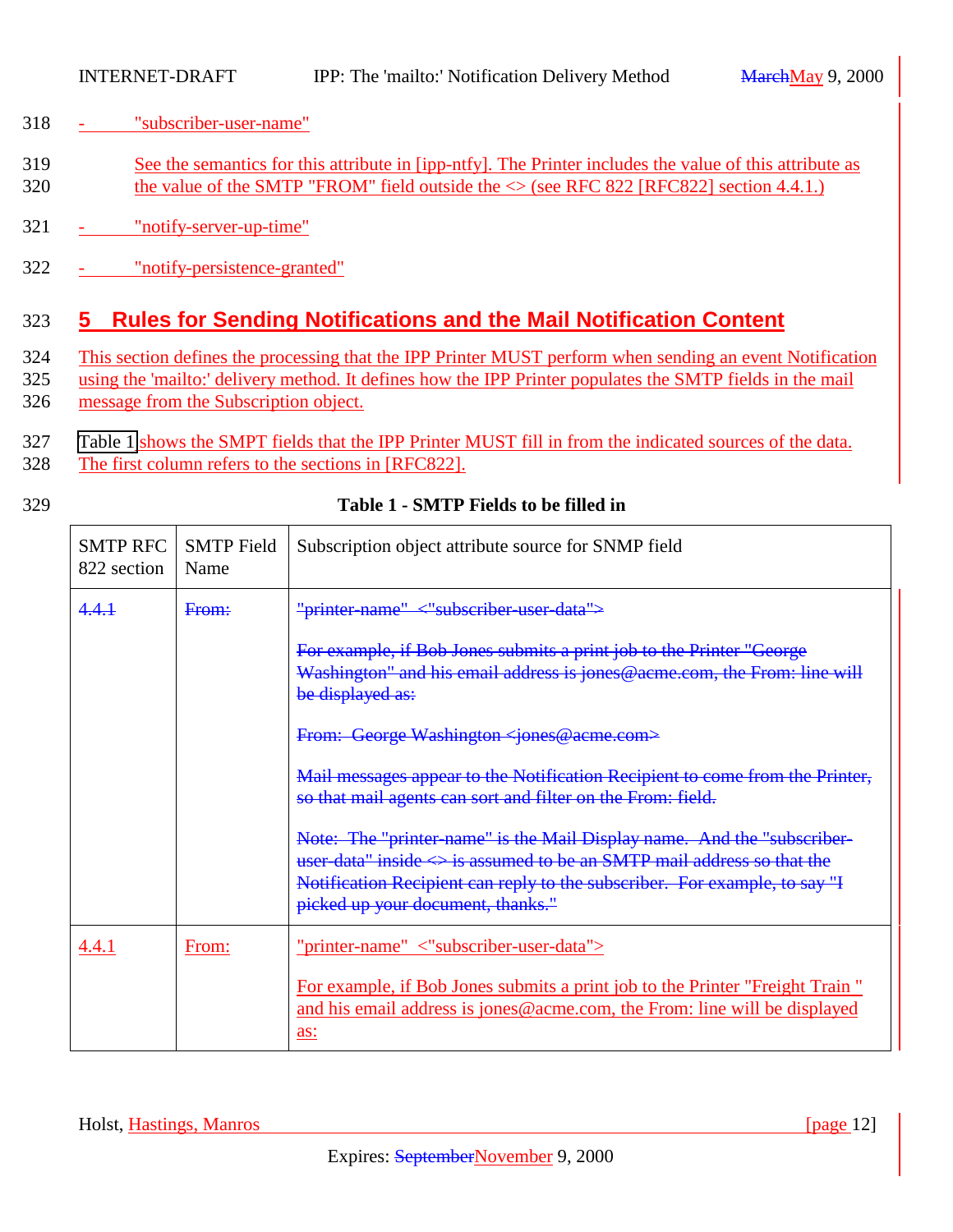- "subscriber-user-name"

  See the semantics for this attribute in [ipp-ntfy]. The Printer includes the value of this attribute as the value of the SMTP "FROM" field outside the <> (see RFC 822 [RFC822] section 4.4.1.)

- "notify-server-up-time"

- "notify-persistence-granted"

# 5 Rules for Sending Notifications and the Mail Notification Content

This section defines the processing that the IPP Printer MUST perform when sending an event Notification using the 'mailto:' delivery method. It defines how the IPP Printer populates the SMTP fields in the mail message from the Subscription object.

Table 1 shows the SMPT fields that the IPP Printer MUST fill in from the indicated sources of the data. The first column refers to the sections in [RFC822].

**Table 1 - SMTP Fields to be filled in**

| SMTP RFC 822 section | SMTP Field Name | Subscription object attribute source for SNMP field |
|---|---|---|
| ~~4.4.1~~ | ~~From:~~ | ~~"printer-name" <"subscriber-user-data">~~<br><br>~~For example, if Bob Jones submits a print job to the Printer "George Washington" and his email address is jones@acme.com, the From: line will be displayed as:~~<br><br>~~From: George Washington <jones@acme.com>~~<br><br>~~Mail messages appear to the Notification Recipient to come from the Printer, so that mail agents can sort and filter on the From: field.~~<br><br>~~Note: The "printer-name" is the Mail Display name. And the "subscriber-user-data" inside <> is assumed to be an SMTP mail address so that the Notification Recipient can reply to the subscriber. For example, to say "I picked up your document, thanks."~~ |
| 4.4.1 | From: | "printer-name" <"subscriber-user-data"><br><br>For example, if Bob Jones submits a print job to the Printer "Freight Train " and his email address is jones@acme.com, the From: line will be displayed as: |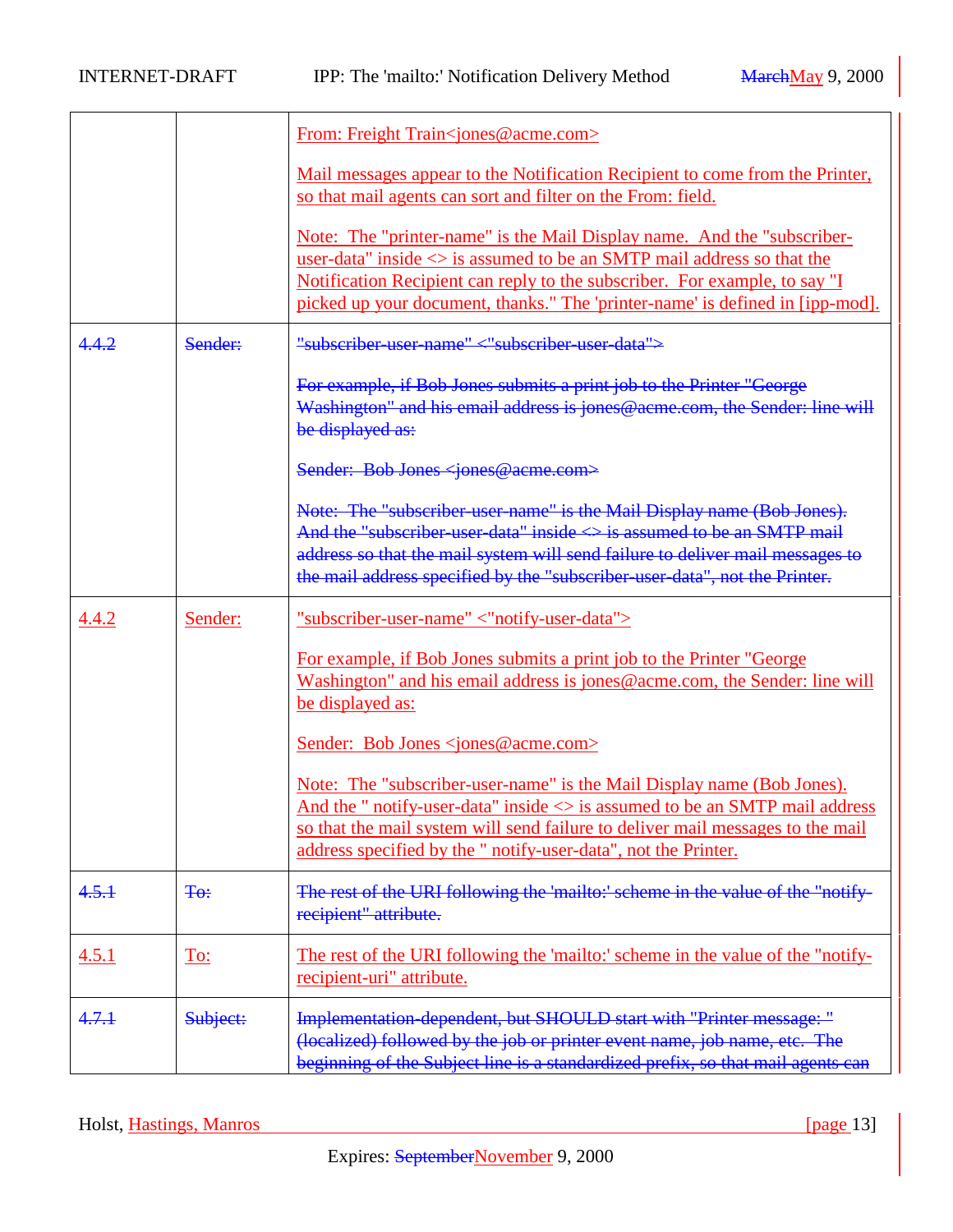| | | From: Freight Train<jones@acme.com><br><br>Mail messages appear to the Notification Recipient to come from the Printer, so that mail agents can sort and filter on the From: field.<br><br>Note: The "printer-name" is the Mail Display name. And the "subscriber-user-data" inside <> is assumed to be an SMTP mail address so that the Notification Recipient can reply to the subscriber. For example, to say "I picked up your document, thanks." The 'printer-name' is defined in [ipp-mod]. |
|---|---|---|
| ~~4.4.2~~ | ~~Sender:~~ | ~~"subscriber-user-name" <"subscriber-user-data">~~<br><br>~~For example, if Bob Jones submits a print job to the Printer "George Washington" and his email address is jones@acme.com, the Sender: line will be displayed as:~~<br><br>~~Sender: Bob Jones <jones@acme.com>~~<br><br>~~Note: The "subscriber-user-name" is the Mail Display name (Bob Jones). And the "subscriber-user-data" inside <> is assumed to be an SMTP mail address so that the mail system will send failure to deliver mail messages to the mail address specified by the "subscriber-user-data", not the Printer.~~ |
| 4.4.2 | Sender: | "subscriber-user-name" <"notify-user-data"><br><br>For example, if Bob Jones submits a print job to the Printer "George Washington" and his email address is jones@acme.com, the Sender: line will be displayed as:<br><br>Sender: Bob Jones <jones@acme.com><br><br>Note: The "subscriber-user-name" is the Mail Display name (Bob Jones). And the " notify-user-data" inside <> is assumed to be an SMTP mail address so that the mail system will send failure to deliver mail messages to the mail address specified by the " notify-user-data", not the Printer. |
| ~~4.5.1~~ | ~~To:~~ | ~~The rest of the URI following the 'mailto:' scheme in the value of the "notify-recipient" attribute.~~ |
| 4.5.1 | To: | The rest of the URI following the 'mailto:' scheme in the value of the "notify-recipient-uri" attribute. |
| ~~4.7.1~~ | ~~Subject:~~ | ~~Implementation-dependent, but SHOULD start with "Printer message: " (localized) followed by the job or printer event name, job name, etc. The beginning of the Subject line is a standardized prefix, so that mail agents can~~ |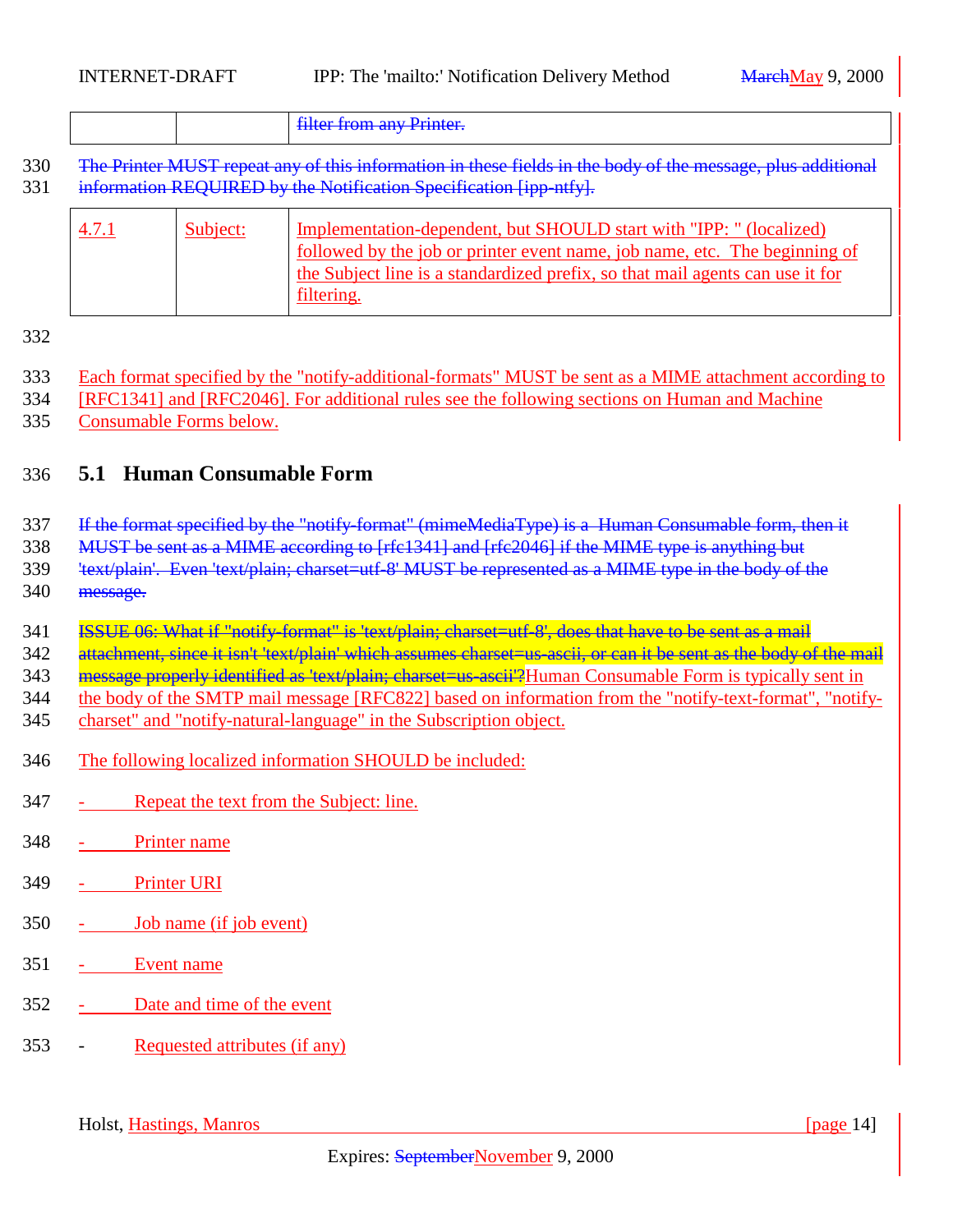| | | filter from any Printer. |
|---|---|---|

330 The Printer MUST repeat any of this information in these fields in the body of the message, plus additional
331 information REQUIRED by the Notification Specification [ipp-ntfy].

| 4.7.1 | Subject: | Implementation-dependent, but SHOULD start with "IPP: " (localized) followed by the job or printer event name, job name, etc. The beginning of the Subject line is a standardized prefix, so that mail agents can use it for filtering. |
|---|---|---|

332

333 Each format specified by the "notify-additional-formats" MUST be sent as a MIME attachment according to
334 [RFC1341] and [RFC2046]. For additional rules see the following sections on Human and Machine
335 Consumable Forms below.

## 336 5.1 Human Consumable Form

337 If the format specified by the "notify-format" (mimeMediaType) is a Human Consumable form, then it
338 MUST be sent as a MIME according to [rfc1341] and [rfc2046] if the MIME type is anything but
339 'text/plain'. Even 'text/plain; charset=utf-8' MUST be represented as a MIME type in the body of the
340 message.

341 ISSUE 06: What if "notify-format" is 'text/plain; charset=utf-8', does that have to be sent as a mail
342 attachment, since it isn't 'text/plain' which assumes charset=us-ascii, or can it be sent as the body of the mail
343 message properly identified as 'text/plain; charset=us-ascii'?Human Consumable Form is typically sent in
344 the body of the SMTP mail message [RFC822] based on information from the "notify-text-format", "notify-
345 charset" and "notify-natural-language" in the Subscription object.

346 The following localized information SHOULD be included:

347 - Repeat the text from the Subject: line.

348 - Printer name

349 - Printer URI

350 - Job name (if job event)

351 - Event name

352 - Date and time of the event

353 - Requested attributes (if any)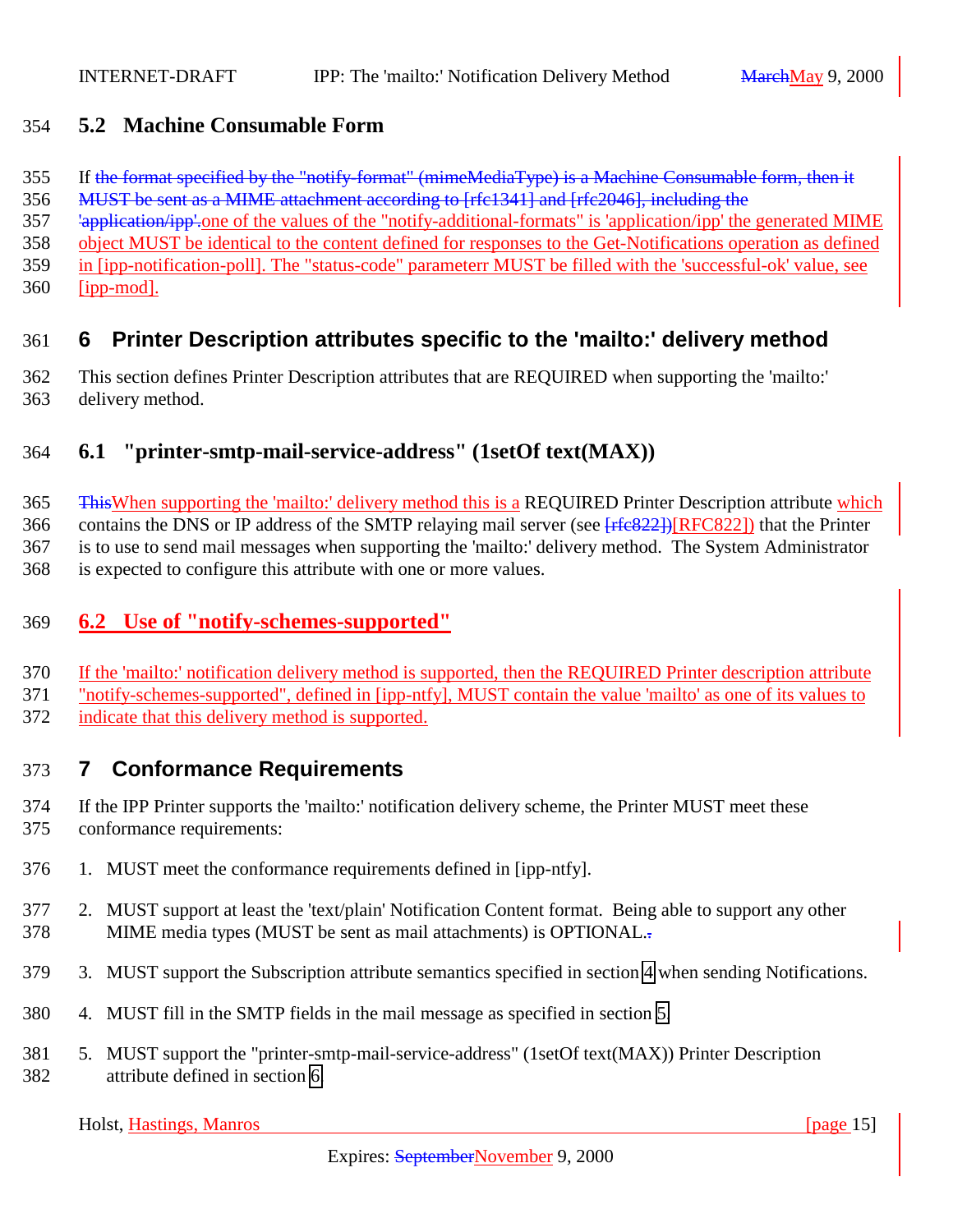## 5.2 Machine Consumable Form

If ~~the format specified by the "notify-format" (mimeMediaType) is a Machine Consumable form, then it MUST be sent as a MIME attachment according to [rfc1341] and [rfc2046], including the 'application/ipp'.~~one of the values of the "notify-additional-formats" is 'application/ipp' the generated MIME object MUST be identical to the content defined for responses to the Get-Notifications operation as defined in [ipp-notification-poll]. The "status-code" parameterr MUST be filled with the 'successful-ok' value, see [ipp-mod].

# 6 Printer Description attributes specific to the 'mailto:' delivery method

This section defines Printer Description attributes that are REQUIRED when supporting the 'mailto:' delivery method.

## 6.1 "printer-smtp-mail-service-address" (1setOf text(MAX))

~~This~~When supporting the 'mailto:' delivery method this is a REQUIRED Printer Description attribute which contains the DNS or IP address of the SMTP relaying mail server (see ~~[rfc822])~~[RFC822]) that the Printer is to use to send mail messages when supporting the 'mailto:' delivery method. The System Administrator is expected to configure this attribute with one or more values.

## 6.2 Use of "notify-schemes-supported"

If the 'mailto:' notification delivery method is supported, then the REQUIRED Printer description attribute "notify-schemes-supported", defined in [ipp-ntfy], MUST contain the value 'mailto' as one of its values to indicate that this delivery method is supported.

# 7 Conformance Requirements

If the IPP Printer supports the 'mailto:' notification delivery scheme, the Printer MUST meet these conformance requirements:

1. MUST meet the conformance requirements defined in [ipp-ntfy].
2. MUST support at least the 'text/plain' Notification Content format. Being able to support any other MIME media types (MUST be sent as mail attachments) is OPTIONAL.
3. MUST support the Subscription attribute semantics specified in section 4 when sending Notifications.
4. MUST fill in the SMTP fields in the mail message as specified in section 5.
5. MUST support the "printer-smtp-mail-service-address" (1setOf text(MAX)) Printer Description attribute defined in section 6.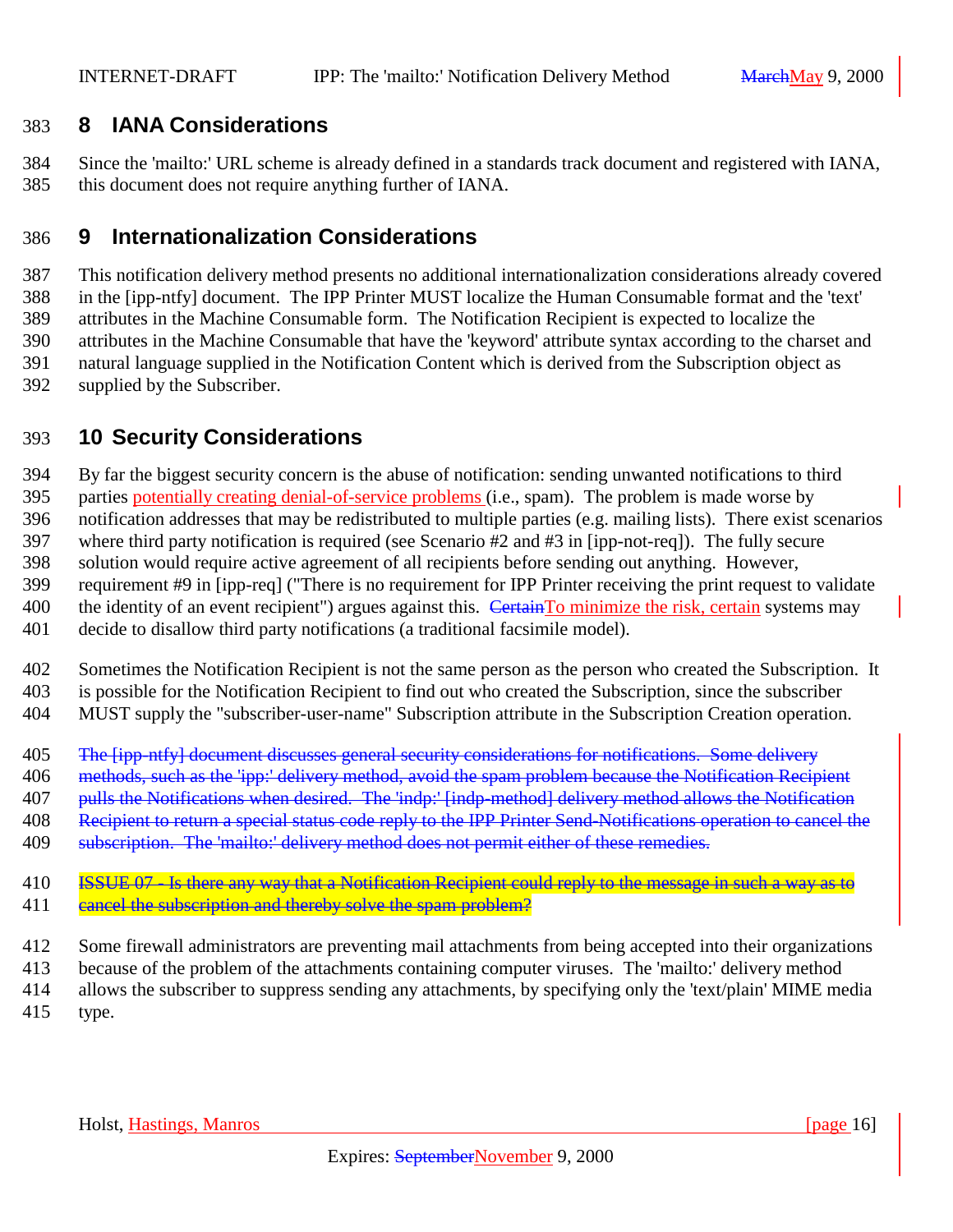## 8 IANA Considerations

Since the 'mailto:' URL scheme is already defined in a standards track document and registered with IANA, this document does not require anything further of IANA.

## 9 Internationalization Considerations

This notification delivery method presents no additional internationalization considerations already covered in the [ipp-ntfy] document. The IPP Printer MUST localize the Human Consumable format and the 'text' attributes in the Machine Consumable form. The Notification Recipient is expected to localize the attributes in the Machine Consumable that have the 'keyword' attribute syntax according to the charset and natural language supplied in the Notification Content which is derived from the Subscription object as supplied by the Subscriber.

## 10 Security Considerations

By far the biggest security concern is the abuse of notification: sending unwanted notifications to third parties potentially creating denial-of-service problems (i.e., spam). The problem is made worse by notification addresses that may be redistributed to multiple parties (e.g. mailing lists). There exist scenarios where third party notification is required (see Scenario #2 and #3 in [ipp-not-req]). The fully secure solution would require active agreement of all recipients before sending out anything. However, requirement #9 in [ipp-req] ("There is no requirement for IPP Printer receiving the print request to validate the identity of an event recipient") argues against this. ~~Certain~~To minimize the risk, certain systems may decide to disallow third party notifications (a traditional facsimile model).

Sometimes the Notification Recipient is not the same person as the person who created the Subscription. It is possible for the Notification Recipient to find out who created the Subscription, since the subscriber MUST supply the "subscriber-user-name" Subscription attribute in the Subscription Creation operation.

~~The [ipp-ntfy] document discusses general security considerations for notifications. Some delivery methods, such as the 'ipp:' delivery method, avoid the spam problem because the Notification Recipient pulls the Notifications when desired. The 'indp:' [indp-method] delivery method allows the Notification Recipient to return a special status code reply to the IPP Printer Send-Notifications operation to cancel the subscription. The 'mailto:' delivery method does not permit either of these remedies.~~

~~ISSUE 07 - Is there any way that a Notification Recipient could reply to the message in such a way as to cancel the subscription and thereby solve the spam problem?~~

Some firewall administrators are preventing mail attachments from being accepted into their organizations because of the problem of the attachments containing computer viruses. The 'mailto:' delivery method allows the subscriber to suppress sending any attachments, by specifying only the 'text/plain' MIME media type.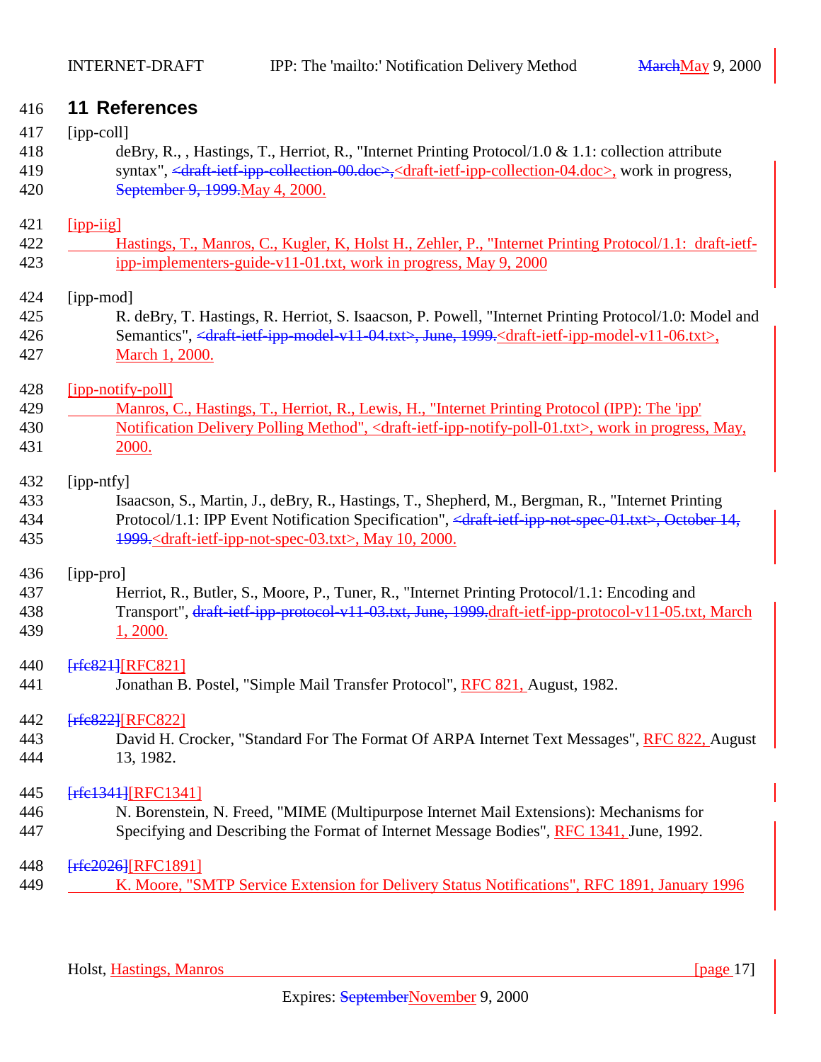## 11 References

[ipp-coll]
deBry, R., , Hastings, T., Herriot, R., "Internet Printing Protocol/1.0 & 1.1: collection attribute syntax", <draft-ietf-ipp-collection-00.doc>,<draft-ietf-ipp-collection-04.doc>, work in progress, September 9, 1999.May 4, 2000.

[ipp-iig]
Hastings, T., Manros, C., Kugler, K, Holst H., Zehler, P., "Internet Printing Protocol/1.1: draft-ietf-ipp-implementers-guide-v11-01.txt, work in progress, May 9, 2000

[ipp-mod]
R. deBry, T. Hastings, R. Herriot, S. Isaacson, P. Powell, "Internet Printing Protocol/1.0: Model and Semantics", <draft-ietf-ipp-model-v11-04.txt>, June, 1999.<draft-ietf-ipp-model-v11-06.txt>, March 1, 2000.

[ipp-notify-poll]
Manros, C., Hastings, T., Herriot, R., Lewis, H., "Internet Printing Protocol (IPP): The 'ipp' Notification Delivery Polling Method", <draft-ietf-ipp-notify-poll-01.txt>, work in progress, May, 2000.

[ipp-ntfy]
Isaacson, S., Martin, J., deBry, R., Hastings, T., Shepherd, M., Bergman, R., "Internet Printing Protocol/1.1: IPP Event Notification Specification", <draft-ietf-ipp-not-spec-01.txt>, October 14, 1999.<draft-ietf-ipp-not-spec-03.txt>, May 10, 2000.

[ipp-pro]
Herriot, R., Butler, S., Moore, P., Tuner, R., "Internet Printing Protocol/1.1: Encoding and Transport", draft-ietf-ipp-protocol-v11-03.txt, June, 1999.draft-ietf-ipp-protocol-v11-05.txt, March 1, 2000.

[rfc821][RFC821]
Jonathan B. Postel, "Simple Mail Transfer Protocol", RFC 821, August, 1982.

[rfc822][RFC822]
David H. Crocker, "Standard For The Format Of ARPA Internet Text Messages", RFC 822, August 13, 1982.

[rfc1341][RFC1341]
N. Borenstein, N. Freed, "MIME (Multipurpose Internet Mail Extensions): Mechanisms for Specifying and Describing the Format of Internet Message Bodies", RFC 1341, June, 1992.

[rfc2026][RFC1891]
K. Moore, "SMTP Service Extension for Delivery Status Notifications", RFC 1891, January 1996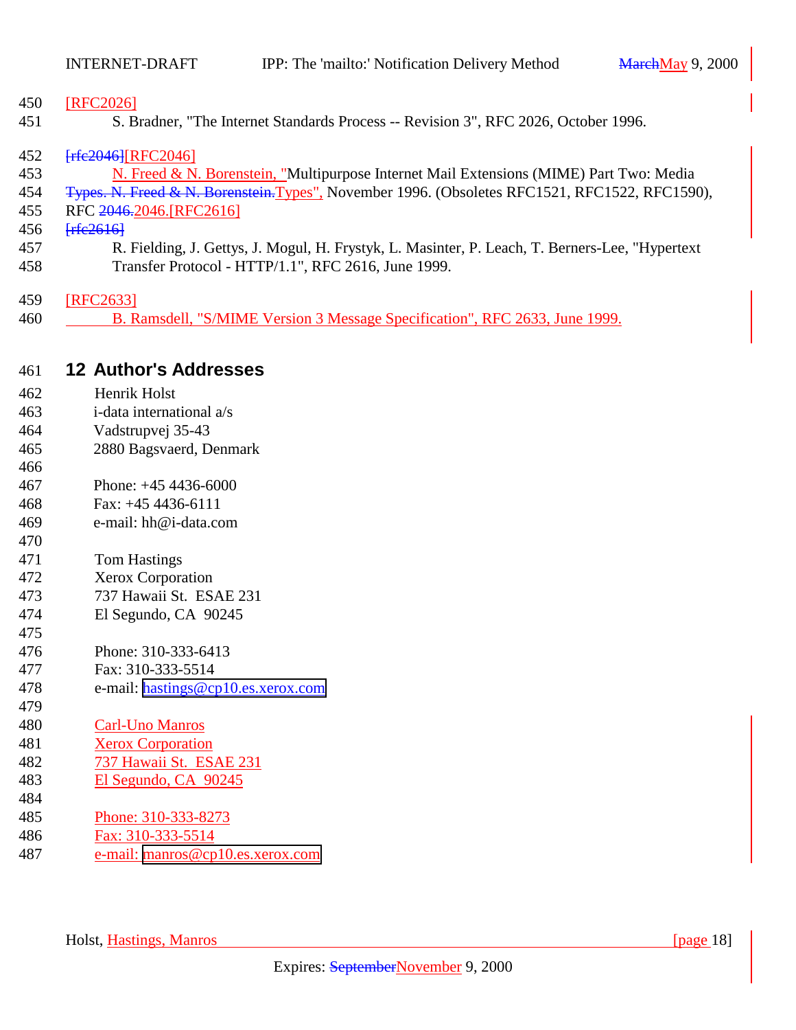[RFC2026]

S. Bradner, "The Internet Standards Process -- Revision 3", RFC 2026, October 1996.

[RFC2046]

N. Freed & N. Borenstein, "Multipurpose Internet Mail Extensions (MIME) Part Two: Media Types", November 1996. (Obsoletes RFC1521, RFC1522, RFC1590), RFC 2046.

[RFC2616]

R. Fielding, J. Gettys, J. Mogul, H. Frystyk, L. Masinter, P. Leach, T. Berners-Lee, "Hypertext Transfer Protocol - HTTP/1.1", RFC 2616, June 1999.

[RFC2633]

B. Ramsdell, "S/MIME Version 3 Message Specification", RFC 2633, June 1999.

## 12 Author's Addresses

Henrik Holst
i-data international a/s
Vadstrupvej 35-43
2880 Bagsvaerd, Denmark

Phone: +45 4436-6000
Fax: +45 4436-6111
e-mail: hh@i-data.com

Tom Hastings
Xerox Corporation
737 Hawaii St. ESAE 231
El Segundo, CA 90245

Phone: 310-333-6413
Fax: 310-333-5514
e-mail: hastings@cp10.es.xerox.com

Carl-Uno Manros
Xerox Corporation
737 Hawaii St. ESAE 231
El Segundo, CA 90245

Phone: 310-333-8273
Fax: 310-333-5514
e-mail: manros@cp10.es.xerox.com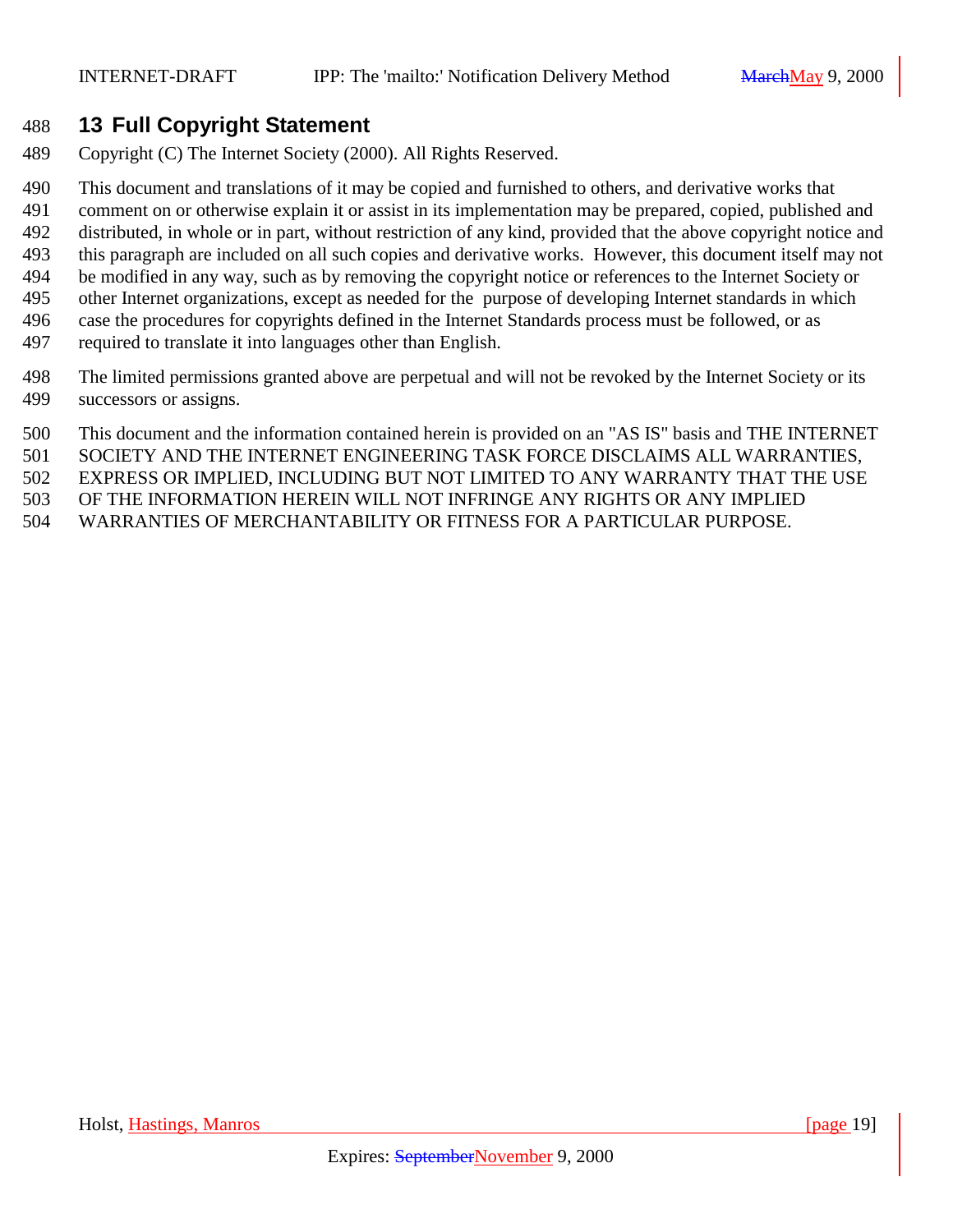# 13 Full Copyright Statement

Copyright (C) The Internet Society (2000). All Rights Reserved.

This document and translations of it may be copied and furnished to others, and derivative works that comment on or otherwise explain it or assist in its implementation may be prepared, copied, published and distributed, in whole or in part, without restriction of any kind, provided that the above copyright notice and this paragraph are included on all such copies and derivative works. However, this document itself may not be modified in any way, such as by removing the copyright notice or references to the Internet Society or other Internet organizations, except as needed for the purpose of developing Internet standards in which case the procedures for copyrights defined in the Internet Standards process must be followed, or as required to translate it into languages other than English.

The limited permissions granted above are perpetual and will not be revoked by the Internet Society or its successors or assigns.

This document and the information contained herein is provided on an "AS IS" basis and THE INTERNET SOCIETY AND THE INTERNET ENGINEERING TASK FORCE DISCLAIMS ALL WARRANTIES, EXPRESS OR IMPLIED, INCLUDING BUT NOT LIMITED TO ANY WARRANTY THAT THE USE OF THE INFORMATION HEREIN WILL NOT INFRINGE ANY RIGHTS OR ANY IMPLIED WARRANTIES OF MERCHANTABILITY OR FITNESS FOR A PARTICULAR PURPOSE.